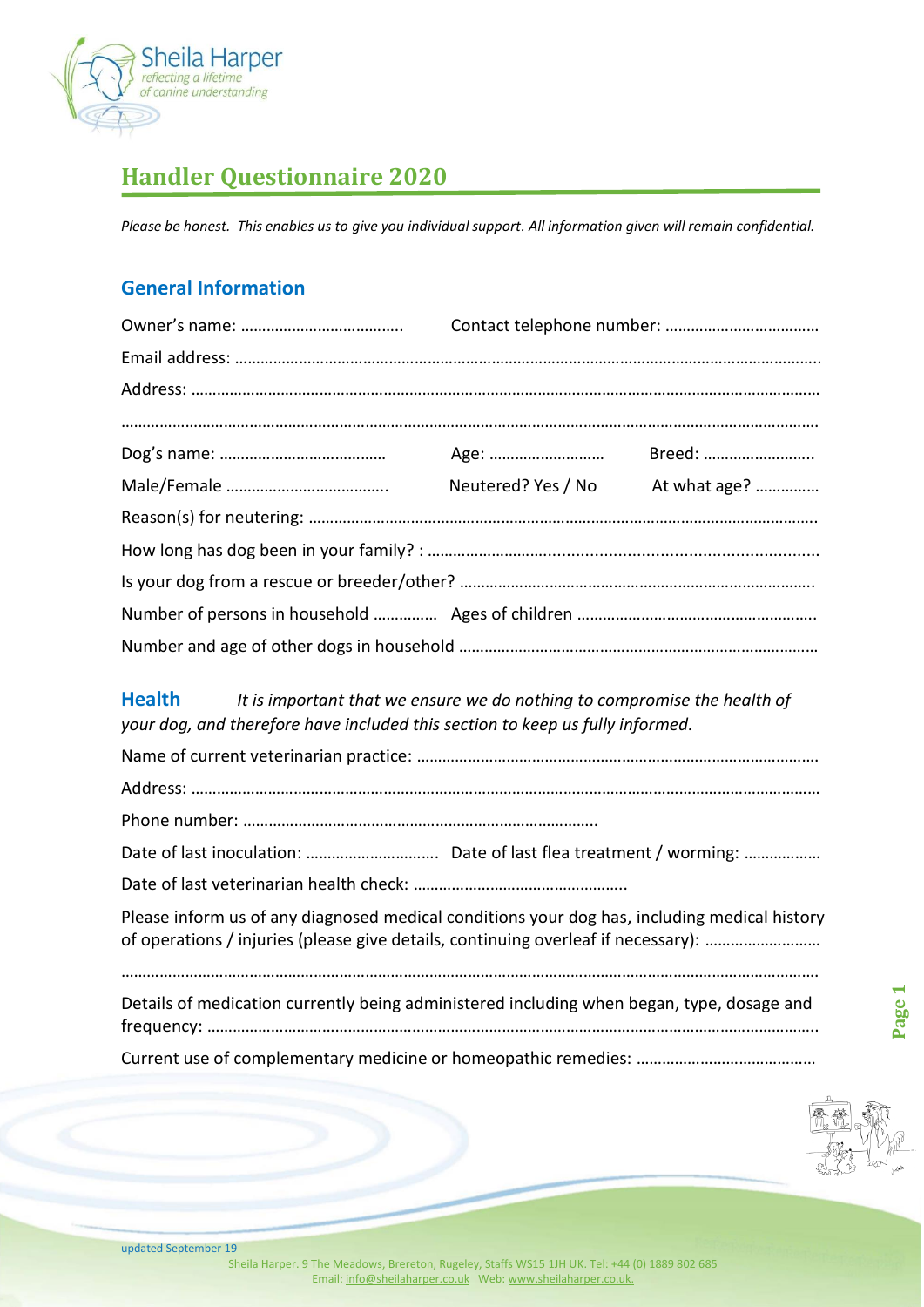Sheila Harper
*reflecting a lifetime of canine understanding*

# Handler Questionnaire 2020

*Please be honest. This enables us to give you individual support. All information given will remain confidential.*

## General Information

Owner's name: ……………………………….. Contact telephone number: ………………………………

Email address: ……………………………………………………………………………………………………………………….

Address: ………………………………………………………………………………………………………………………………

……………………………………………………………………………………………………………………………………………

Dog's name: ………………………………… Age: ……………………… Breed: ……………………..

Male/Female ……………………………….. Neutered? Yes / No At what age? ……………

Reason(s) for neutering: ……………………………………………………………………………………………….

How long has dog been in your family? : ……………………………………………………………………………

Is your dog from a rescue or breeder/other? ………………………………………………………………………..

Number of persons in household …………… Ages of children ………………………………………………..

Number and age of other dogs in household …………………………………………………………………………

## Health

*It is important that we ensure we do nothing to compromise the health of your dog, and therefore have included this section to keep us fully informed.*

Name of current veterinarian practice: …………………………………………………………………………………

Address: ………………………………………………………………………………………………………………………………

Phone number: ………………………………………………………………………..

Date of last inoculation: ………………………….. Date of last flea treatment / worming: ………………

Date of last veterinarian health check: …………………………………………..

Please inform us of any diagnosed medical conditions your dog has, including medical history of operations / injuries (please give details, continuing overleaf if necessary): ………………………

……………………………………………………………………………………………………………………………………………

Details of medication currently being administered including when began, type, dosage and frequency: ……………………………………………………………………………………………………………………….

Current use of complementary medicine or homeopathic remedies: ……………………………………

updated September 19

Sheila Harper. 9 The Meadows, Brereton, Rugeley, Staffs WS15 1JH UK. Tel: +44 (0) 1889 802 685
Email: info@sheilaharper.co.uk Web: www.sheilaharper.co.uk.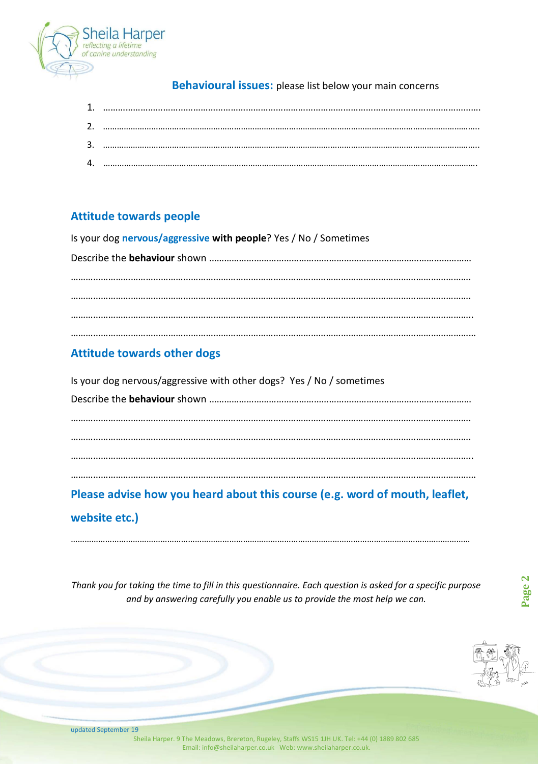**Behavioural issues:** please list below your main concerns

1. ……………………………………………………………………………………………………………………………………
2. ……………………………………………………………………………………………………………………………………
3. ……………………………………………………………………………………………………………………………………
4. ……………………………………………………………………………………………………………………………………

## Attitude towards people

Is your dog **nervous/aggressive with people**? Yes / No / Sometimes

Describe the **behaviour** shown ……………………………………………………………………………………………

……………………………………………………………………………………………………………………………………

……………………………………………………………………………………………………………………………………

……………………………………………………………………………………………………………………………………

……………………………………………………………………………………………………………………………………

## Attitude towards other dogs

Is your dog nervous/aggressive with other dogs? Yes / No / sometimes

Describe the **behaviour** shown ……………………………………………………………………………………………

……………………………………………………………………………………………………………………………………

……………………………………………………………………………………………………………………………………

……………………………………………………………………………………………………………………………………

……………………………………………………………………………………………………………………………………

## Please advise how you heard about this course (e.g. word of mouth, leaflet, website etc.)

……………………………………………………………………………………………………………………………………

*Thank you for taking the time to fill in this questionnaire. Each question is asked for a specific purpose and by answering carefully you enable us to provide the most help we can.*

updated September 19

Sheila Harper. 9 The Meadows, Brereton, Rugeley, Staffs WS15 1JH UK. Tel: +44 (0) 1889 802 685
Email: info@sheilaharper.co.uk Web: www.sheilaharper.co.uk.